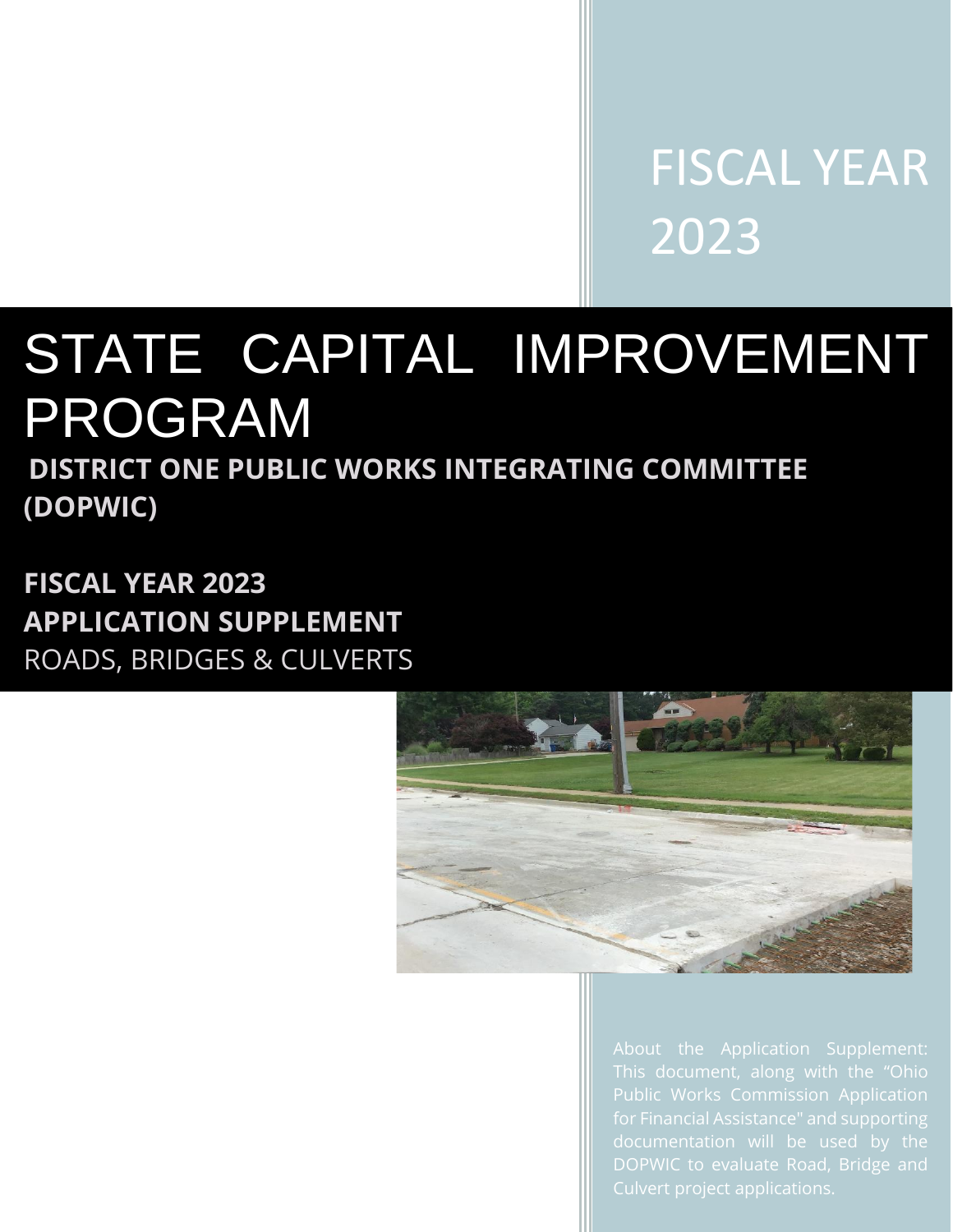FISCAL YEAR 2023

# STATE CAPITAL IMPROVEMENT PROGRAM

## DISTRICT ONE PUBLIC WORKS INTEGRATING COMMITTEE (DOPWIC)

**FISCAL YEAR 2023**
**APPLICATION SUPPLEMENT**
ROADS, BRIDGES & CULVERTS

About the Application Supplement: This document, along with the "Ohio Public Works Commission Application for Financial Assistance" and supporting documentation will be used by the DOPWIC to evaluate Road, Bridge and Culvert project applications.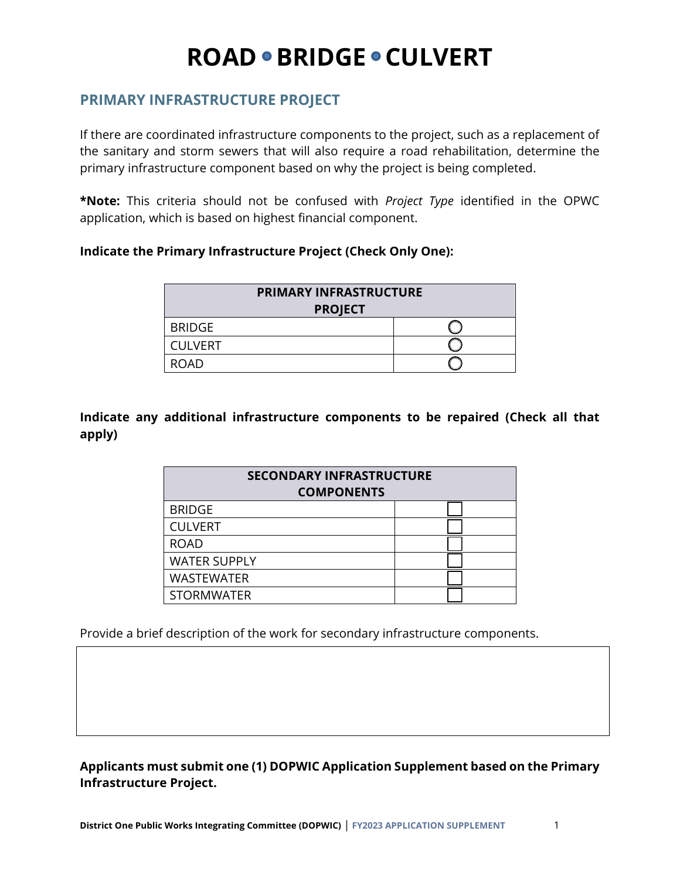# ROAD • BRIDGE • CULVERT

## PRIMARY INFRASTRUCTURE PROJECT

If there are coordinated infrastructure components to the project, such as a replacement of the sanitary and storm sewers that will also require a road rehabilitation, determine the primary infrastructure component based on why the project is being completed.

***Note:** This criteria should not be confused with *Project Type* identified in the OPWC application, which is based on highest financial component.

**Indicate the Primary Infrastructure Project (Check Only One):**

| PRIMARY INFRASTRUCTURE PROJECT | |
|---|---|
| BRIDGE | ◯ |
| CULVERT | ◯ |
| ROAD | ◯ |

**Indicate any additional infrastructure components to be repaired (Check all that apply)**

| SECONDARY INFRASTRUCTURE COMPONENTS | |
|---|---|
| BRIDGE | ☐ |
| CULVERT | ☐ |
| ROAD | ☐ |
| WATER SUPPLY | ☐ |
| WASTEWATER | ☐ |
| STORMWATER | ☐ |

Provide a brief description of the work for secondary infrastructure components.

**Applicants must submit one (1) DOPWIC Application Supplement based on the Primary Infrastructure Project.**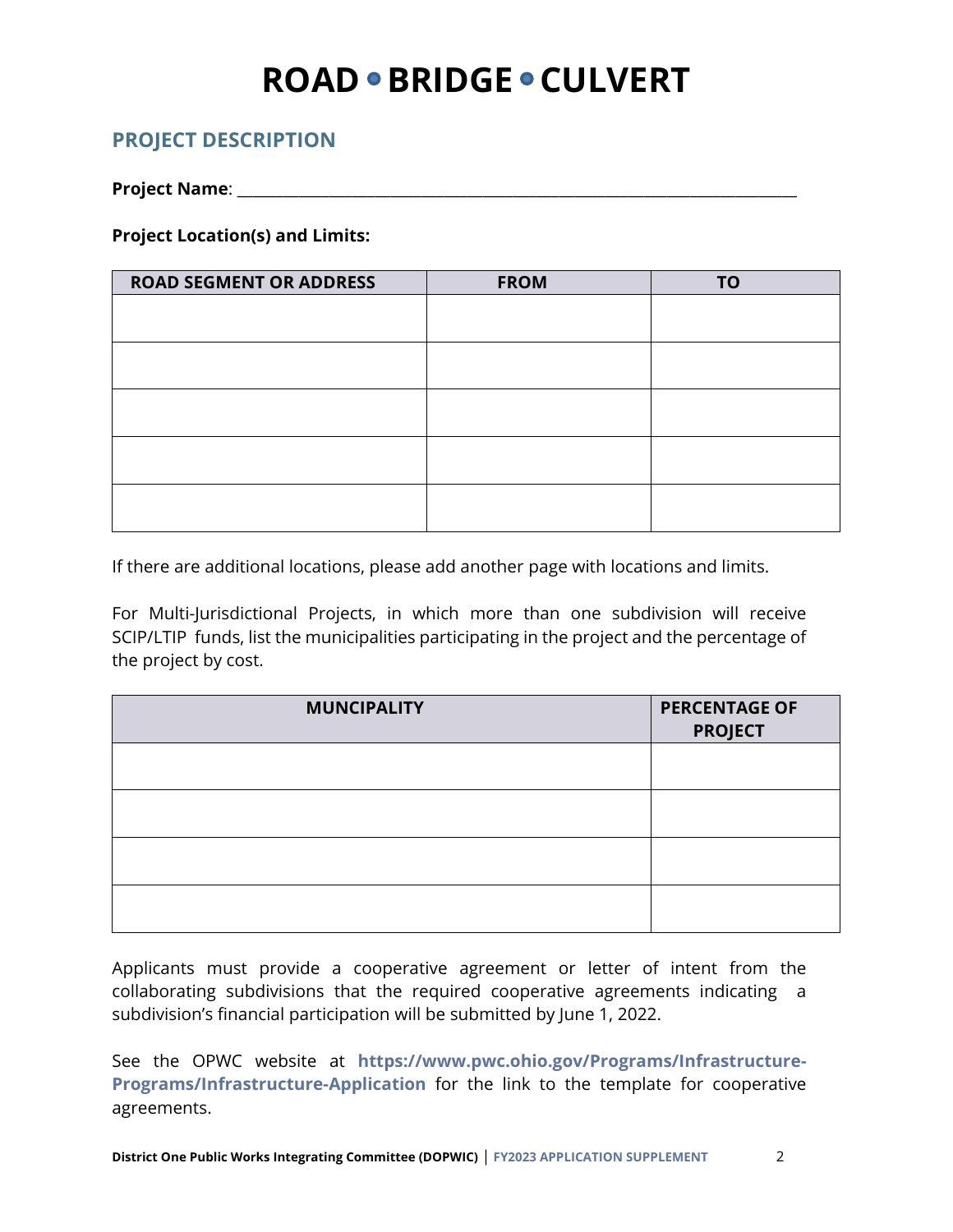# ROAD • BRIDGE • CULVERT

## PROJECT DESCRIPTION

**Project Name**: ___________________________________________________________________

**Project Location(s) and Limits:**

| ROAD SEGMENT OR ADDRESS | FROM | TO |
|---|---|---|
| | | |
| | | |
| | | |
| | | |
| | | |

If there are additional locations, please add another page with locations and limits.

For Multi-Jurisdictional Projects, in which more than one subdivision will receive SCIP/LTIP funds, list the municipalities participating in the project and the percentage of the project by cost.

| MUNCIPALITY | PERCENTAGE OF PROJECT |
|---|---|
| | |
| | |
| | |
| | |

Applicants must provide a cooperative agreement or letter of intent from the collaborating subdivisions that the required cooperative agreements indicating a subdivision's financial participation will be submitted by June 1, 2022.

See the OPWC website at **https://www.pwc.ohio.gov/Programs/Infrastructure-Programs/Infrastructure-Application** for the link to the template for cooperative agreements.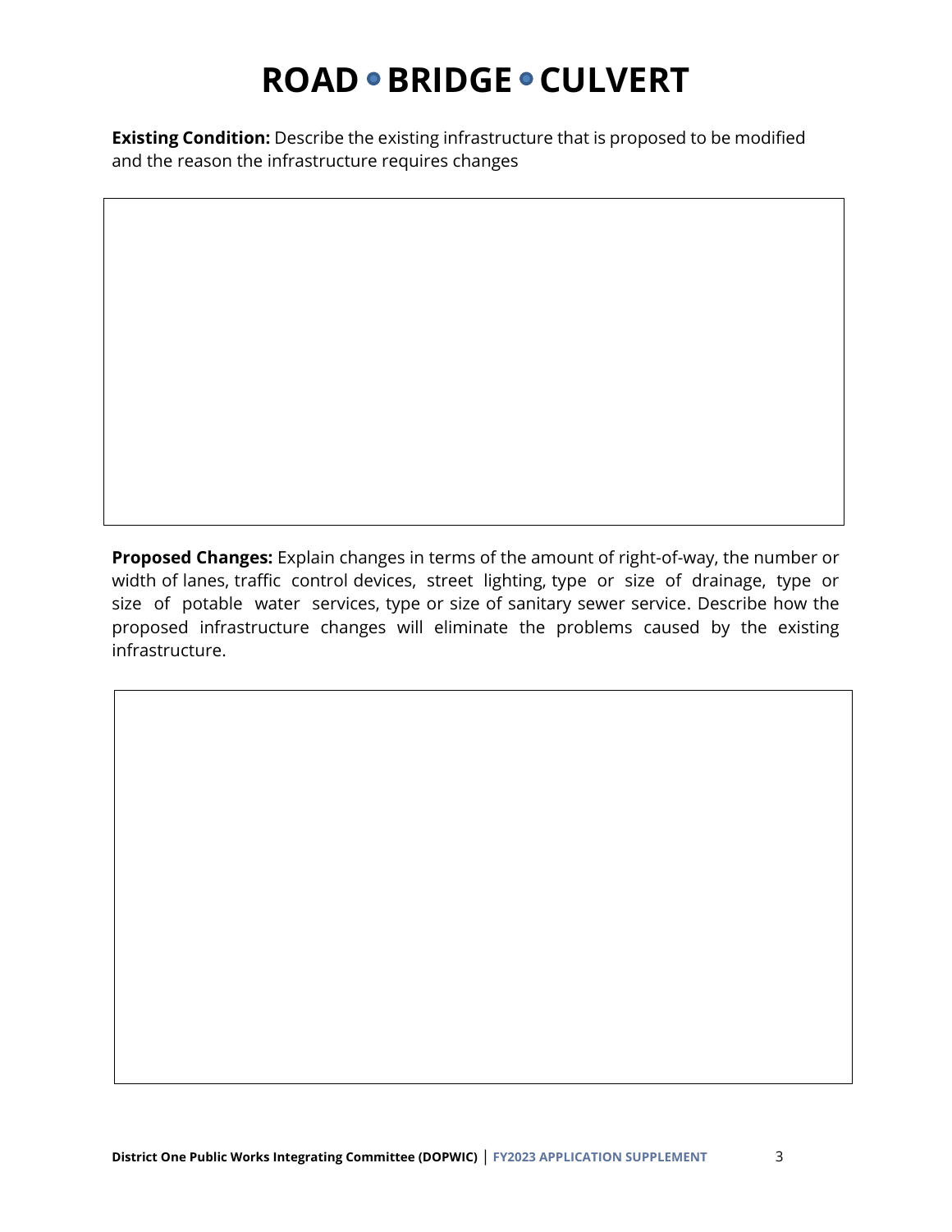# ROAD • BRIDGE • CULVERT

**Existing Condition:** Describe the existing infrastructure that is proposed to be modified and the reason the infrastructure requires changes

**Proposed Changes:** Explain changes in terms of the amount of right-of-way, the number or width of lanes, traffic control devices, street lighting, type or size of drainage, type or size of potable water services, type or size of sanitary sewer service. Describe how the proposed infrastructure changes will eliminate the problems caused by the existing infrastructure.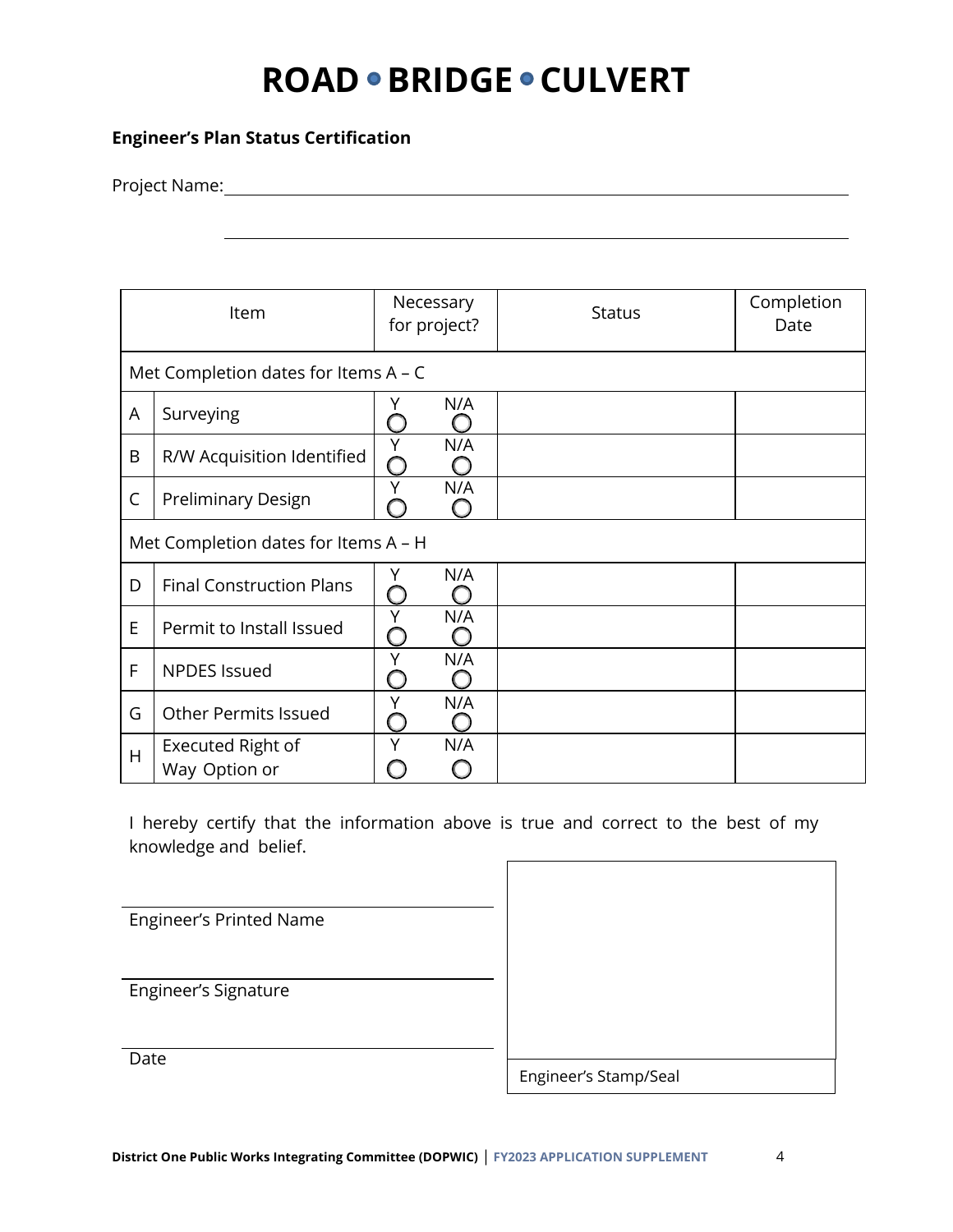# ROAD • BRIDGE • CULVERT

**Engineer's Plan Status Certification**

Project Name: ______________________________________________

______________________________________________

| | Item | Necessary for project? | Status | Completion Date |
|---|---|---|---|---|
| Met Completion dates for Items A – C | | | | |
| A | Surveying | Y ◯ N/A ◯ | | |
| B | R/W Acquisition Identified | Y ◯ N/A ◯ | | |
| C | Preliminary Design | Y ◯ N/A ◯ | | |
| Met Completion dates for Items A – H | | | | |
| D | Final Construction Plans | Y ◯ N/A ◯ | | |
| E | Permit to Install Issued | Y ◯ N/A ◯ | | |
| F | NPDES Issued | Y ◯ N/A ◯ | | |
| G | Other Permits Issued | Y ◯ N/A ◯ | | |
| H | Executed Right of Way Option or | Y ◯ N/A ◯ | | |

I hereby certify that the information above is true and correct to the best of my knowledge and belief.

______________________________
Engineer's Printed Name

______________________________
Engineer's Signature

______________________________
Date

Engineer's Stamp/Seal

**District One Public Works Integrating Committee (DOPWIC)** | **FY2023 APPLICATION SUPPLEMENT**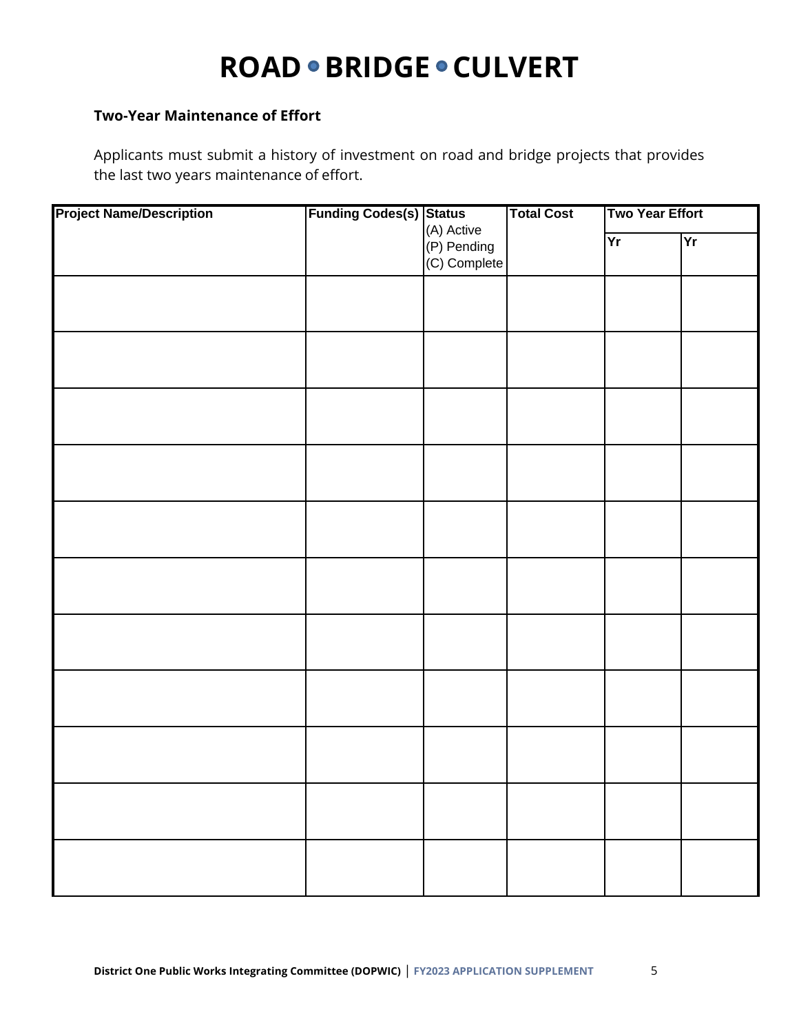# ROAD • BRIDGE • CULVERT

**Two-Year Maintenance of Effort**

Applicants must submit a history of investment on road and bridge projects that provides the last two years maintenance of effort.

| Project Name/Description | Funding Codes(s) | Status (A) Active (P) Pending (C) Complete | Total Cost | Two Year Effort | |
|---|---|---|---|---|---|
| | | | | Yr | Yr |
| | | | | | |
| | | | | | |
| | | | | | |
| | | | | | |
| | | | | | |
| | | | | | |
| | | | | | |
| | | | | | |
| | | | | | |
| | | | | | |
| | | | | | |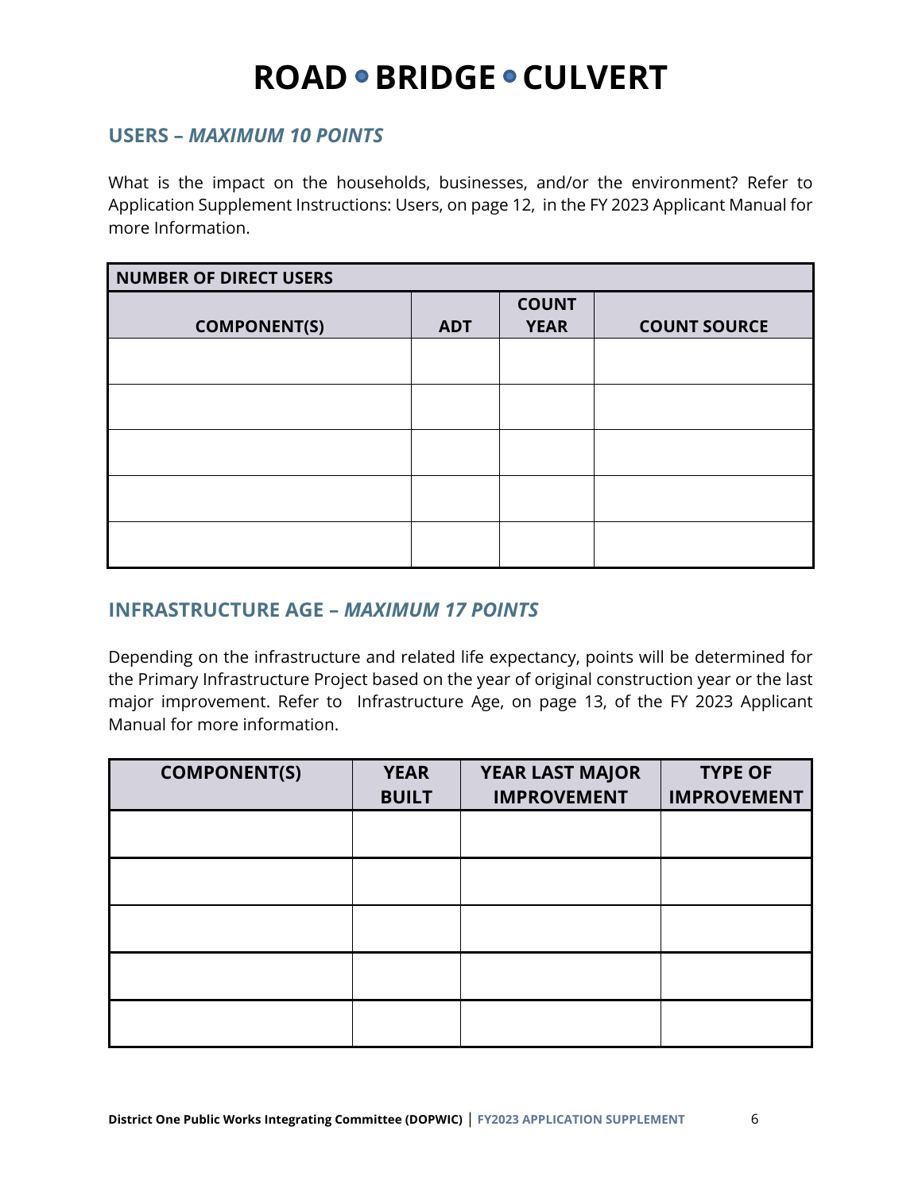# ROAD • BRIDGE • CULVERT

## USERS – *MAXIMUM 10 POINTS*

What is the impact on the households, businesses, and/or the environment? Refer to Application Supplement Instructions: Users, on page 12, in the FY 2023 Applicant Manual for more Information.

| NUMBER OF DIRECT USERS | | | |
|---|---|---|---|
| **COMPONENT(S)** | **ADT** | **COUNT YEAR** | **COUNT SOURCE** |
| | | | |
| | | | |
| | | | |
| | | | |
| | | | |

## INFRASTRUCTURE AGE – *MAXIMUM 17 POINTS*

Depending on the infrastructure and related life expectancy, points will be determined for the Primary Infrastructure Project based on the year of original construction year or the last major improvement. Refer to Infrastructure Age, on page 13, of the FY 2023 Applicant Manual for more information.

| COMPONENT(S) | YEAR BUILT | YEAR LAST MAJOR IMPROVEMENT | TYPE OF IMPROVEMENT |
|---|---|---|---|
| | | | |
| | | | |
| | | | |
| | | | |
| | | | |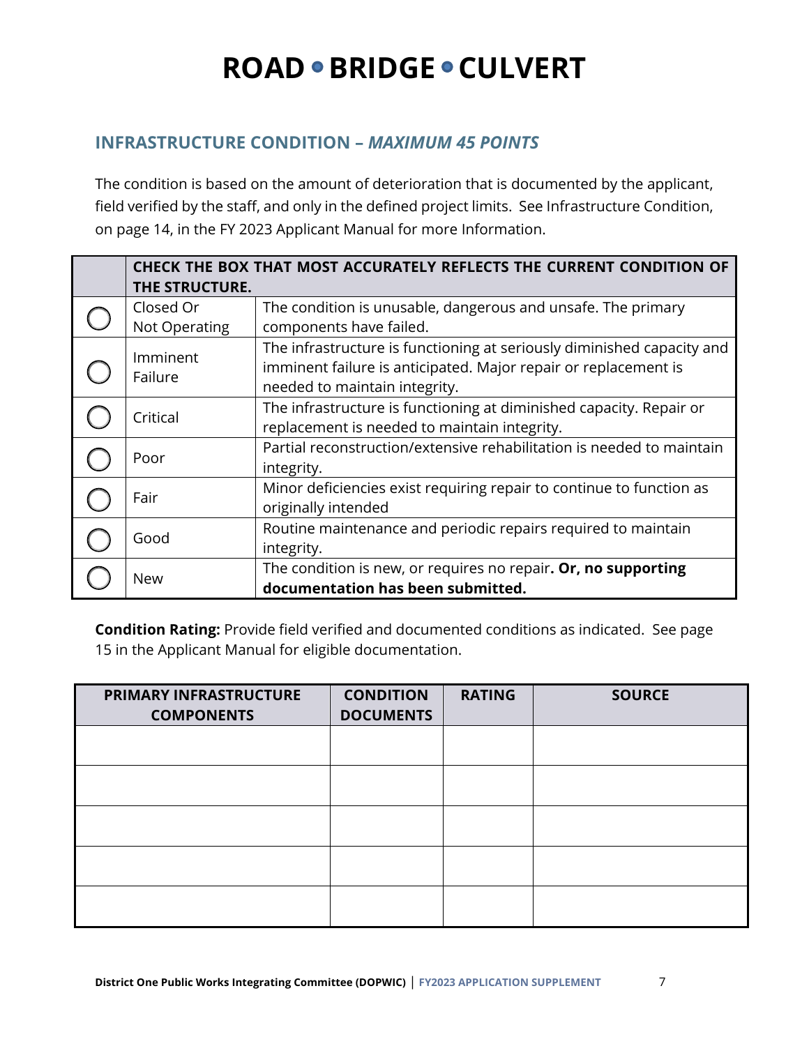# ROAD • BRIDGE • CULVERT

## INFRASTRUCTURE CONDITION – *MAXIMUM 45 POINTS*

The condition is based on the amount of deterioration that is documented by the applicant, field verified by the staff, and only in the defined project limits. See Infrastructure Condition, on page 14, in the FY 2023 Applicant Manual for more Information.

| | **CHECK THE BOX THAT MOST ACCURATELY REFLECTS THE CURRENT CONDITION OF THE STRUCTURE.** | |
|---|---|---|
| ◯ | Closed Or Not Operating | The condition is unusable, dangerous and unsafe. The primary components have failed. |
| ◯ | Imminent Failure | The infrastructure is functioning at seriously diminished capacity and imminent failure is anticipated. Major repair or replacement is needed to maintain integrity. |
| ◯ | Critical | The infrastructure is functioning at diminished capacity. Repair or replacement is needed to maintain integrity. |
| ◯ | Poor | Partial reconstruction/extensive rehabilitation is needed to maintain integrity. |
| ◯ | Fair | Minor deficiencies exist requiring repair to continue to function as originally intended |
| ◯ | Good | Routine maintenance and periodic repairs required to maintain integrity. |
| ◯ | New | The condition is new, or requires no repair**. Or, no supporting documentation has been submitted.** |

**Condition Rating:** Provide field verified and documented conditions as indicated. See page 15 in the Applicant Manual for eligible documentation.

| PRIMARY INFRASTRUCTURE COMPONENTS | CONDITION DOCUMENTS | RATING | SOURCE |
|---|---|---|---|
| | | | |
| | | | |
| | | | |
| | | | |
| | | | |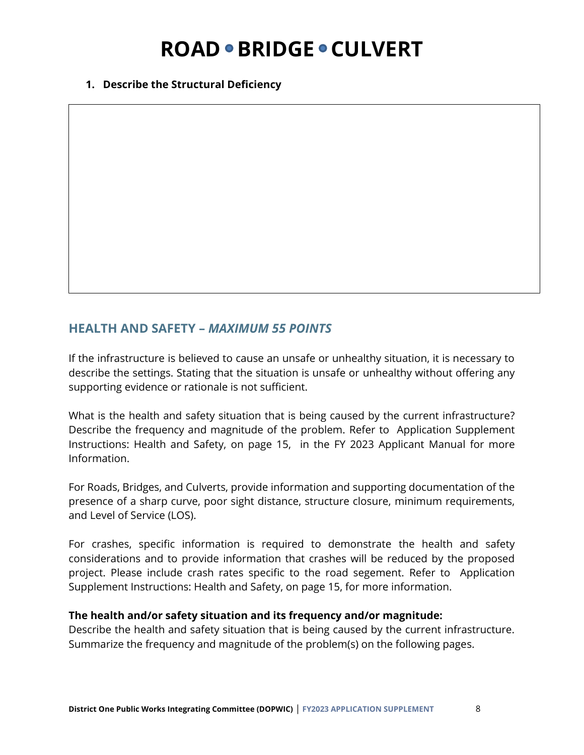# ROAD • BRIDGE • CULVERT

**1. Describe the Structural Deficiency**

| |
|---|
| |

## HEALTH AND SAFETY – *MAXIMUM 55 POINTS*

If the infrastructure is believed to cause an unsafe or unhealthy situation, it is necessary to describe the settings. Stating that the situation is unsafe or unhealthy without offering any supporting evidence or rationale is not sufficient.

What is the health and safety situation that is being caused by the current infrastructure? Describe the frequency and magnitude of the problem. Refer to Application Supplement Instructions: Health and Safety, on page 15, in the FY 2023 Applicant Manual for more Information.

For Roads, Bridges, and Culverts, provide information and supporting documentation of the presence of a sharp curve, poor sight distance, structure closure, minimum requirements, and Level of Service (LOS).

For crashes, specific information is required to demonstrate the health and safety considerations and to provide information that crashes will be reduced by the proposed project. Please include crash rates specific to the road segement. Refer to Application Supplement Instructions: Health and Safety, on page 15, for more information.

**The health and/or safety situation and its frequency and/or magnitude:**
Describe the health and safety situation that is being caused by the current infrastructure. Summarize the frequency and magnitude of the problem(s) on the following pages.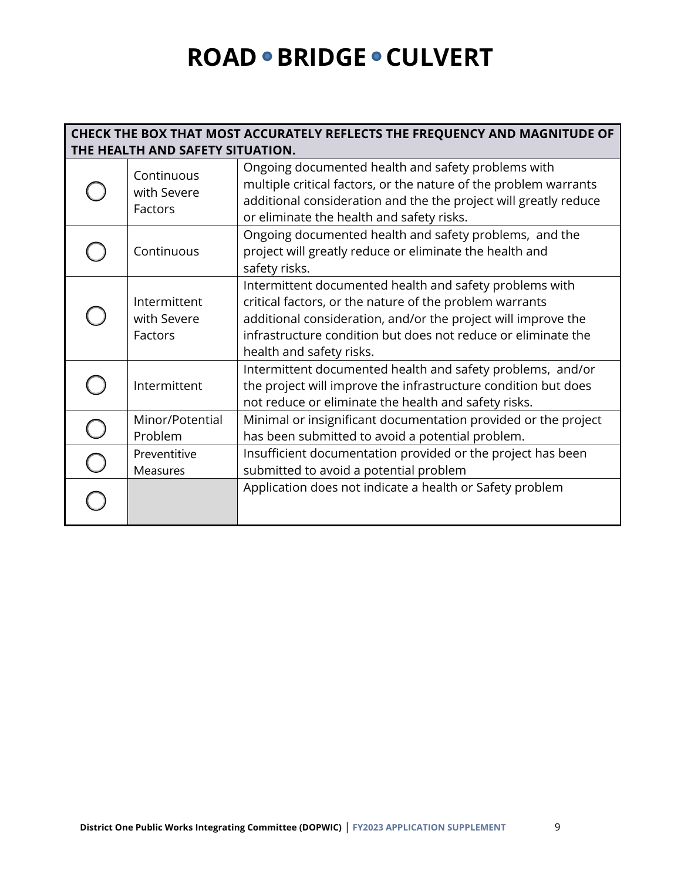# ROAD • BRIDGE • CULVERT

| CHECK THE BOX THAT MOST ACCURATELY REFLECTS THE FREQUENCY AND MAGNITUDE OF THE HEALTH AND SAFETY SITUATION. | | |
|---|---|---|
| ◯ | Continuous with Severe Factors | Ongoing documented health and safety problems with multiple critical factors, or the nature of the problem warrants additional consideration and the the project will greatly reduce or eliminate the health and safety risks. |
| ◯ | Continuous | Ongoing documented health and safety problems, and the project will greatly reduce or eliminate the health and safety risks. |
| ◯ | Intermittent with Severe Factors | Intermittent documented health and safety problems with critical factors, or the nature of the problem warrants additional consideration, and/or the project will improve the infrastructure condition but does not reduce or eliminate the health and safety risks. |
| ◯ | Intermittent | Intermittent documented health and safety problems, and/or the project will improve the infrastructure condition but does not reduce or eliminate the health and safety risks. |
| ◯ | Minor/Potential Problem | Minimal or insignificant documentation provided or the project has been submitted to avoid a potential problem. |
| ◯ | Preventitive Measures | Insufficient documentation provided or the project has been submitted to avoid a potential problem |
| ◯ | | Application does not indicate a health or Safety problem |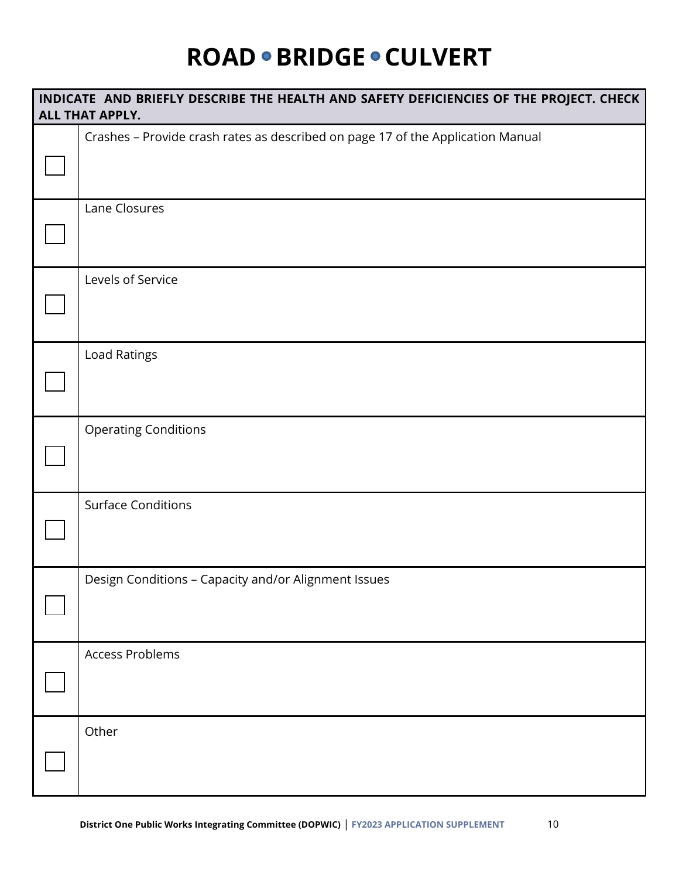# ROAD • BRIDGE • CULVERT

| INDICATE AND BRIEFLY DESCRIBE THE HEALTH AND SAFETY DEFICIENCIES OF THE PROJECT. CHECK ALL THAT APPLY. | |
|---|---|
| ☐ | Crashes – Provide crash rates as described on page 17 of the Application Manual |
| ☐ | Lane Closures |
| ☐ | Levels of Service |
| ☐ | Load Ratings |
| ☐ | Operating Conditions |
| ☐ | Surface Conditions |
| ☐ | Design Conditions – Capacity and/or Alignment Issues |
| ☐ | Access Problems |
| ☐ | Other |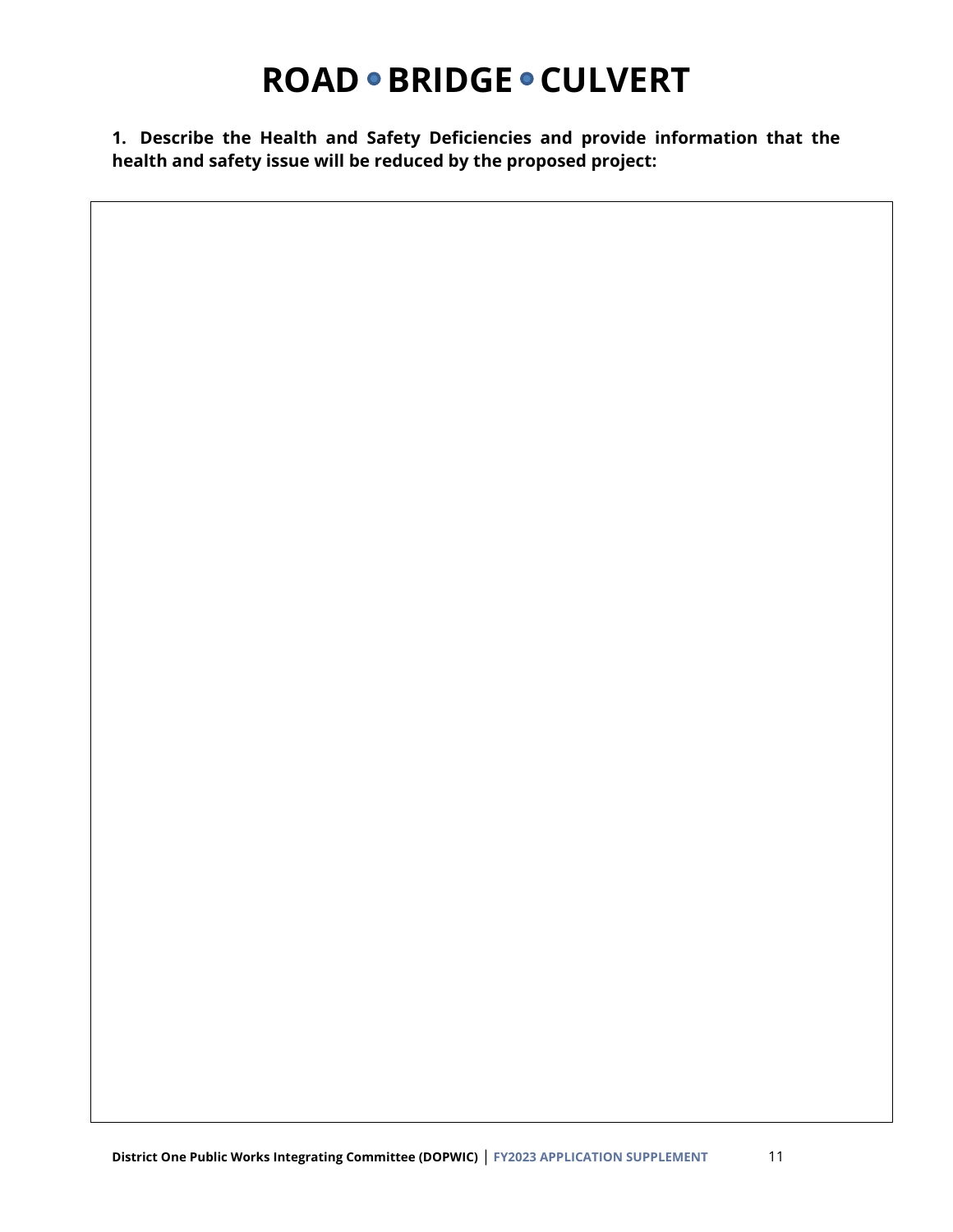# ROAD • BRIDGE • CULVERT

**1. Describe the Health and Safety Deficiencies and provide information that the health and safety issue will be reduced by the proposed project:**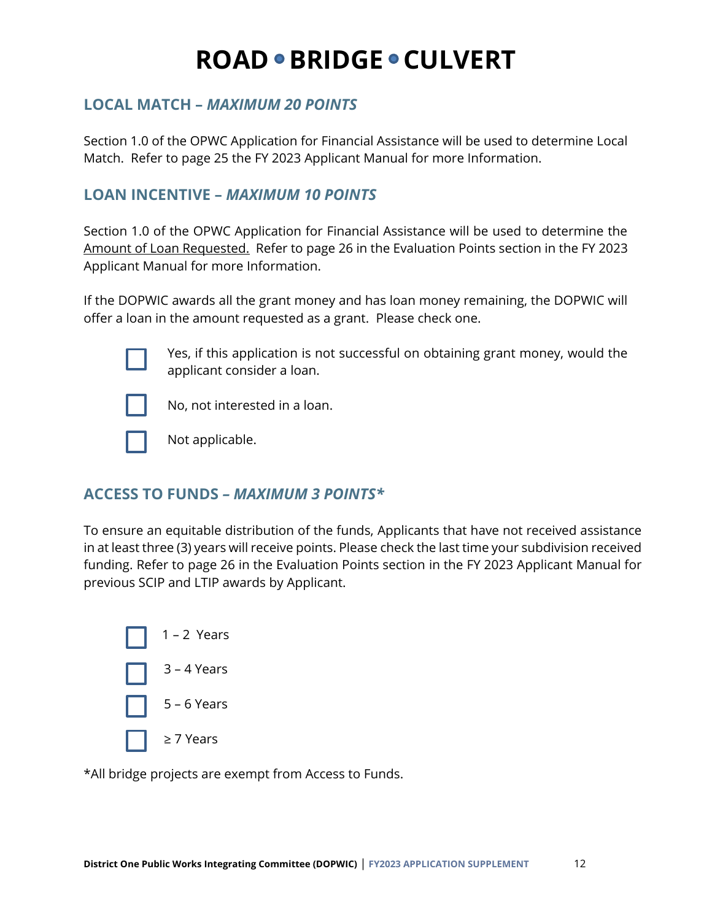# ROAD • BRIDGE • CULVERT

## LOCAL MATCH – *MAXIMUM 20 POINTS*

Section 1.0 of the OPWC Application for Financial Assistance will be used to determine Local Match. Refer to page 25 the FY 2023 Applicant Manual for more Information.

## LOAN INCENTIVE – *MAXIMUM 10 POINTS*

Section 1.0 of the OPWC Application for Financial Assistance will be used to determine the Amount of Loan Requested. Refer to page 26 in the Evaluation Points section in the FY 2023 Applicant Manual for more Information.

If the DOPWIC awards all the grant money and has loan money remaining, the DOPWIC will offer a loan in the amount requested as a grant. Please check one.

- ☐ Yes, if this application is not successful on obtaining grant money, would the applicant consider a loan.
- ☐ No, not interested in a loan.
- ☐ Not applicable.

## ACCESS TO FUNDS – *MAXIMUM 3 POINTS**

To ensure an equitable distribution of the funds, Applicants that have not received assistance in at least three (3) years will receive points. Please check the last time your subdivision received funding. Refer to page 26 in the Evaluation Points section in the FY 2023 Applicant Manual for previous SCIP and LTIP awards by Applicant.

- ☐ 1 – 2 Years
- ☐ 3 – 4 Years
- ☐ 5 – 6 Years
- ☐ ≥ 7 Years

*All bridge projects are exempt from Access to Funds.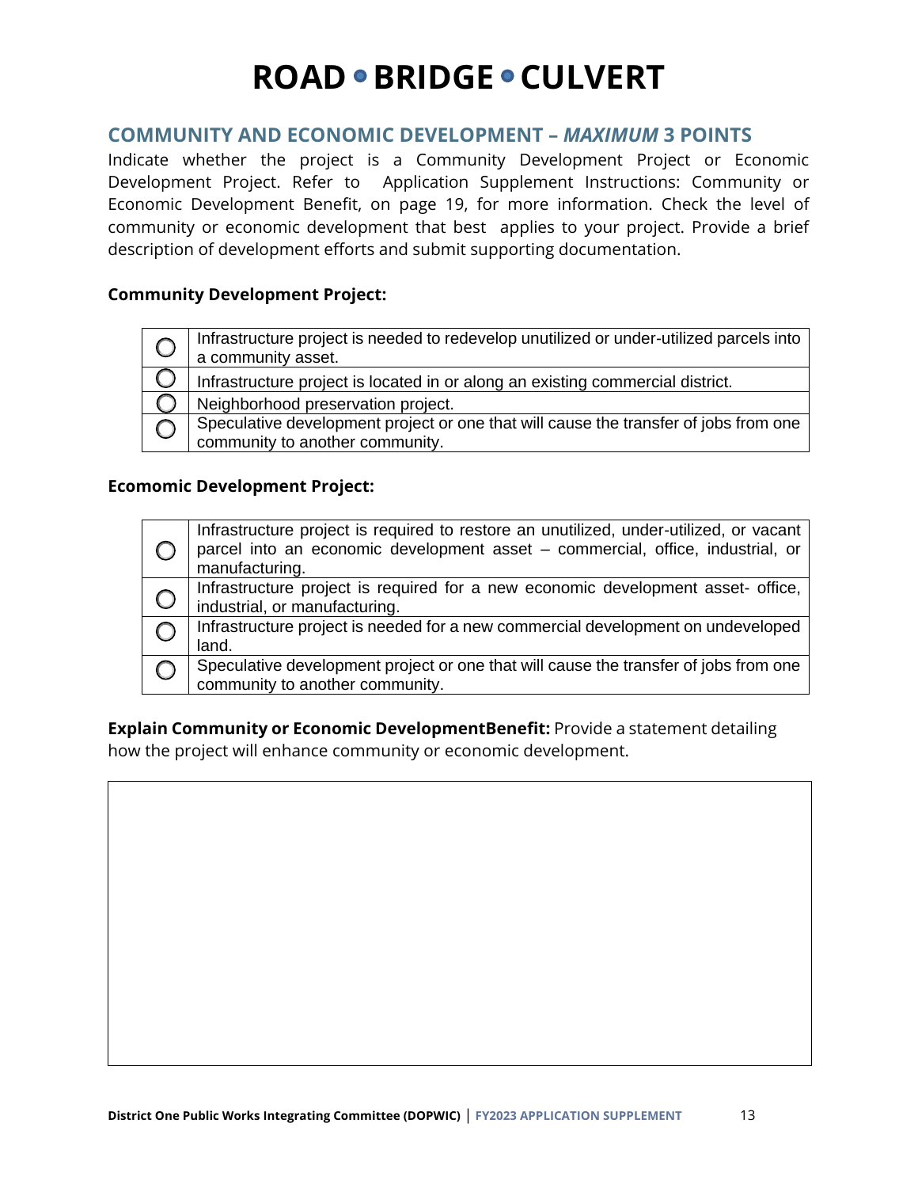# ROAD • BRIDGE • CULVERT

## COMMUNITY AND ECONOMIC DEVELOPMENT – *MAXIMUM* 3 POINTS

Indicate whether the project is a Community Development Project or Economic Development Project. Refer to Application Supplement Instructions: Community or Economic Development Benefit, on page 19, for more information. Check the level of community or economic development that best applies to your project. Provide a brief description of development efforts and submit supporting documentation.

**Community Development Project:**

| | |
|---|---|
| ◯ | Infrastructure project is needed to redevelop unutilized or under-utilized parcels into a community asset. |
| ◯ | Infrastructure project is located in or along an existing commercial district. |
| ◯ | Neighborhood preservation project. |
| ◯ | Speculative development project or one that will cause the transfer of jobs from one community to another community. |

**Ecomomic Development Project:**

| | |
|---|---|
| ◯ | Infrastructure project is required to restore an unutilized, under-utilized, or vacant parcel into an economic development asset – commercial, office, industrial, or manufacturing. |
| ◯ | Infrastructure project is required for a new economic development asset- office, industrial, or manufacturing. |
| ◯ | Infrastructure project is needed for a new commercial development on undeveloped land. |
| ◯ | Speculative development project or one that will cause the transfer of jobs from one community to another community. |

**Explain Community or Economic DevelopmentBenefit:** Provide a statement detailing how the project will enhance community or economic development.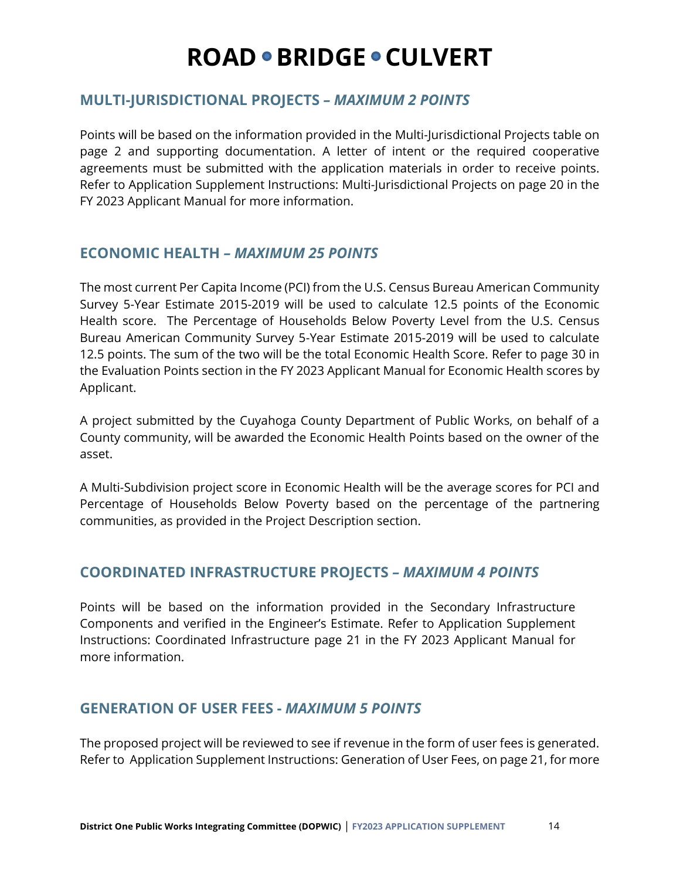# ROAD • BRIDGE • CULVERT

## MULTI-JURISDICTIONAL PROJECTS – *MAXIMUM 2 POINTS*

Points will be based on the information provided in the Multi-Jurisdictional Projects table on page 2 and supporting documentation. A letter of intent or the required cooperative agreements must be submitted with the application materials in order to receive points. Refer to Application Supplement Instructions: Multi-Jurisdictional Projects on page 20 in the FY 2023 Applicant Manual for more information.

## ECONOMIC HEALTH – *MAXIMUM 25 POINTS*

The most current Per Capita Income (PCI) from the U.S. Census Bureau American Community Survey 5-Year Estimate 2015-2019 will be used to calculate 12.5 points of the Economic Health score. The Percentage of Households Below Poverty Level from the U.S. Census Bureau American Community Survey 5-Year Estimate 2015-2019 will be used to calculate 12.5 points. The sum of the two will be the total Economic Health Score. Refer to page 30 in the Evaluation Points section in the FY 2023 Applicant Manual for Economic Health scores by Applicant.

A project submitted by the Cuyahoga County Department of Public Works, on behalf of a County community, will be awarded the Economic Health Points based on the owner of the asset.

A Multi-Subdivision project score in Economic Health will be the average scores for PCI and Percentage of Households Below Poverty based on the percentage of the partnering communities, as provided in the Project Description section.

## COORDINATED INFRASTRUCTURE PROJECTS – *MAXIMUM 4 POINTS*

Points will be based on the information provided in the Secondary Infrastructure Components and verified in the Engineer's Estimate. Refer to Application Supplement Instructions: Coordinated Infrastructure page 21 in the FY 2023 Applicant Manual for more information.

## GENERATION OF USER FEES - *MAXIMUM 5 POINTS*

The proposed project will be reviewed to see if revenue in the form of user fees is generated. Refer to Application Supplement Instructions: Generation of User Fees, on page 21, for more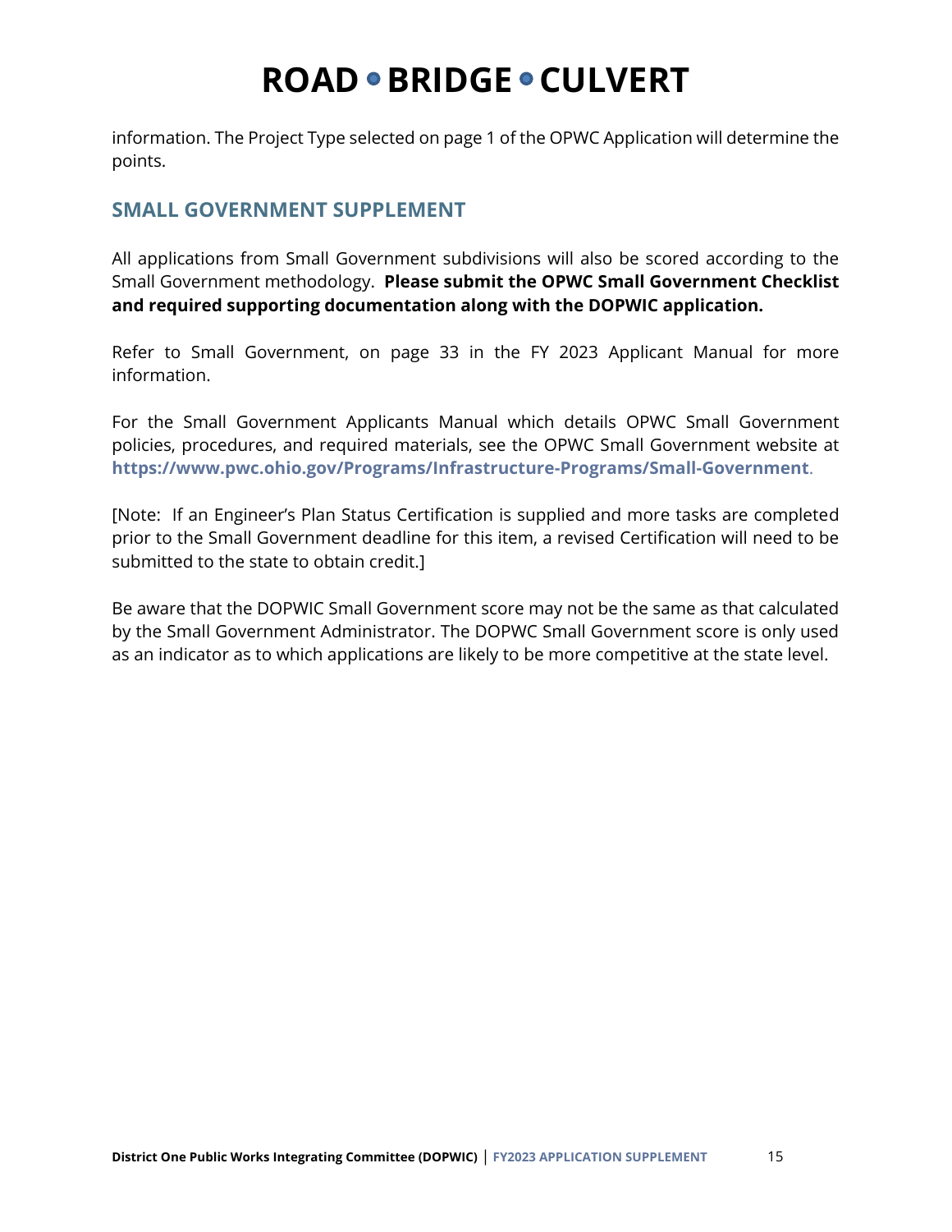information. The Project Type selected on page 1 of the OPWC Application will determine the points.

## SMALL GOVERNMENT SUPPLEMENT

All applications from Small Government subdivisions will also be scored according to the Small Government methodology. **Please submit the OPWC Small Government Checklist and required supporting documentation along with the DOPWIC application.**

Refer to Small Government, on page 33 in the FY 2023 Applicant Manual for more information.

For the Small Government Applicants Manual which details OPWC Small Government policies, procedures, and required materials, see the OPWC Small Government website at **https://www.pwc.ohio.gov/Programs/Infrastructure-Programs/Small-Government**.

[Note: If an Engineer's Plan Status Certification is supplied and more tasks are completed prior to the Small Government deadline for this item, a revised Certification will need to be submitted to the state to obtain credit.]

Be aware that the DOPWIC Small Government score may not be the same as that calculated by the Small Government Administrator. The DOPWC Small Government score is only used as an indicator as to which applications are likely to be more competitive at the state level.